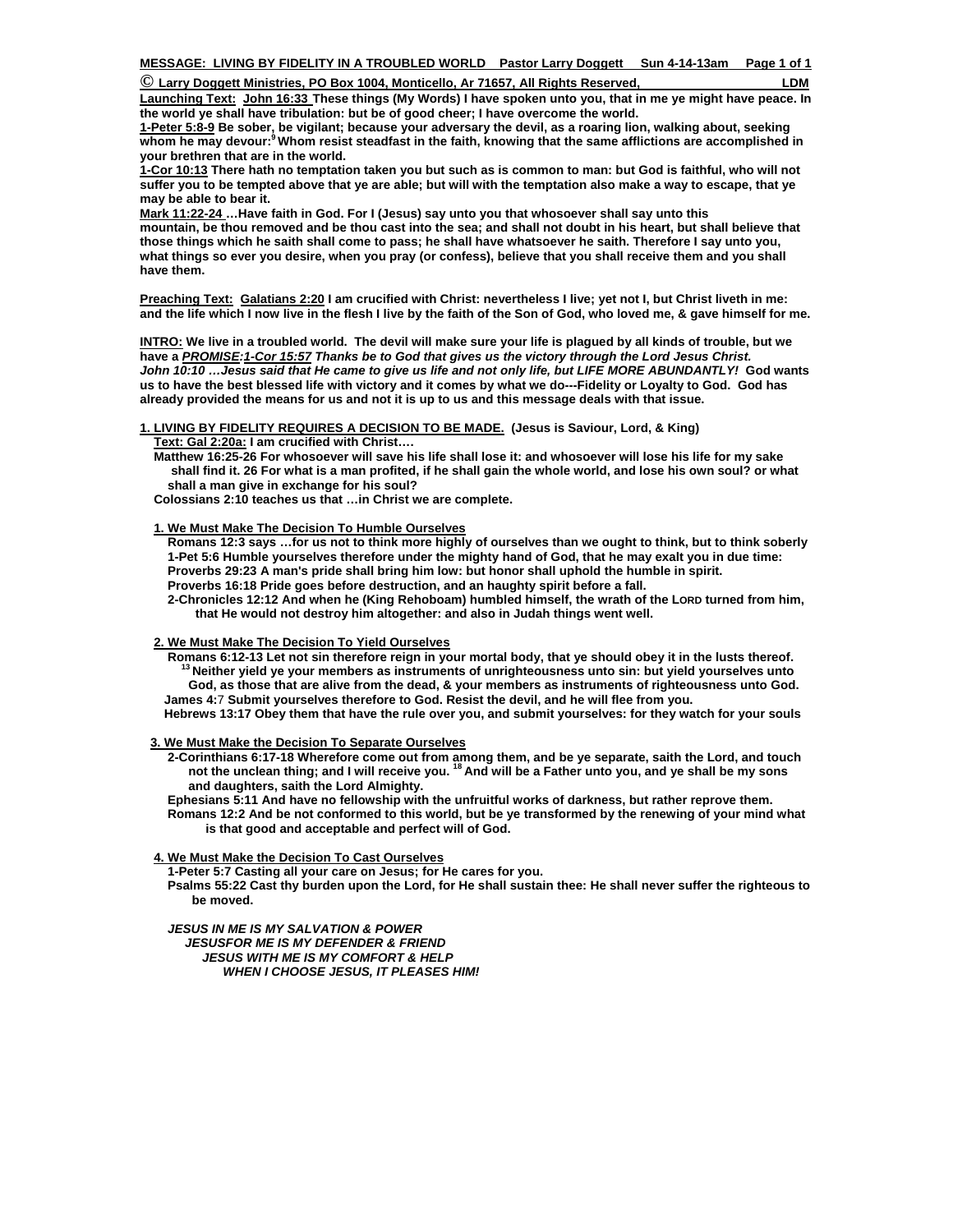**MESSAGE: LIVING BY FIDELITY IN A TROUBLED WORLD    Pastor Larry Doggett    Sun 4-14-13am**

**© Larry Doggett Ministries, PO Box 1004, Monticello, Ar 71657, All Rights Reserved,    LDM**

**Launching Text: John 16:33 These things (My Words) I have spoken unto you, that in me ye might have peace. In the world ye shall have tribulation: but be of good cheer; I have overcome the world.**

**1-Peter 5:8-9 Be sober, be vigilant; because your adversary the devil, as a roaring lion, walking about, seeking whom he may devour:[9] Whom resist steadfast in the faith, knowing that the same afflictions are accomplished in your brethren that are in the world.**

**1-Cor 10:13 There hath no temptation taken you but such as is common to man: but God is faithful, who will not suffer you to be tempted above that ye are able; but will with the temptation also make a way to escape, that ye may be able to bear it.**

**Mark 11:22-24 …Have faith in God. For I (Jesus) say unto you that whosoever shall say unto this mountain, be thou removed and be thou cast into the sea; and shall not doubt in his heart, but shall believe that those things which he saith shall come to pass; he shall have whatsoever he saith. Therefore I say unto you, what things so ever you desire, when you pray (or confess), believe that you shall receive them and you shall have them.**

**Preaching Text: Galatians 2:20 I am crucified with Christ: nevertheless I live; yet not I, but Christ liveth in me: and the life which I now live in the flesh I live by the faith of the Son of God, who loved me, & gave himself for me.**

**INTRO: We live in a troubled world. The devil will make sure your life is plagued by all kinds of trouble, but we have a *PROMISE:1-Cor 15:57 Thanks be to God that gives us the victory through the Lord Jesus Christ. John 10:10 …Jesus said that He came to give us life and not only life, but LIFE MORE ABUNDANTLY!* God wants us to have the best blessed life with victory and it comes by what we do---Fidelity or Loyalty to God. God has already provided the means for us and not it is up to us and this message deals with that issue.**

## 1. LIVING BY FIDELITY REQUIRES A DECISION TO BE MADE. (Jesus is Saviour, Lord, & King)

**Text: Gal 2:20a: I am crucified with Christ….**

**Matthew 16:25-26 For whosoever will save his life shall lose it: and whosoever will lose his life for my sake shall find it. 26 For what is a man profited, if he shall gain the whole world, and lose his own soul? or what shall a man give in exchange for his soul?**

**Colossians 2:10 teaches us that …in Christ we are complete.**

### 1. We Must Make The Decision To Humble Ourselves

**Romans 12:3 says …for us not to think more highly of ourselves than we ought to think, but to think soberly**
**1-Pet 5:6 Humble yourselves therefore under the mighty hand of God, that he may exalt you in due time:**
**Proverbs 29:23 A man's pride shall bring him low: but honor shall uphold the humble in spirit.**
**Proverbs 16:18 Pride goes before destruction, and an haughty spirit before a fall.**
**2-Chronicles 12:12 And when he (King Rehoboam) humbled himself, the wrath of the LORD turned from him, that He would not destroy him altogether: and also in Judah things went well.**

### 2. We Must Make The Decision To Yield Ourselves

**Romans 6:12-13 Let not sin therefore reign in your mortal body, that ye should obey it in the lusts thereof. [13] Neither yield ye your members as instruments of unrighteousness unto sin: but yield yourselves unto God, as those that are alive from the dead, & your members as instruments of righteousness unto God.**
**James 4:7 Submit yourselves therefore to God. Resist the devil, and he will flee from you.**
**Hebrews 13:17 Obey them that have the rule over you, and submit yourselves: for they watch for your souls**

### 3. We Must Make the Decision To Separate Ourselves

**2-Corinthians 6:17-18 Wherefore come out from among them, and be ye separate, saith the Lord, and touch not the unclean thing; and I will receive you. [18] And will be a Father unto you, and ye shall be my sons and daughters, saith the Lord Almighty.**
**Ephesians 5:11 And have no fellowship with the unfruitful works of darkness, but rather reprove them.**
**Romans 12:2 And be not conformed to this world, but be ye transformed by the renewing of your mind what is that good and acceptable and perfect will of God.**

### 4. We Must Make the Decision To Cast Ourselves

**1-Peter 5:7 Casting all your care on Jesus; for He cares for you.**
**Psalms 55:22 Cast thy burden upon the Lord, for He shall sustain thee: He shall never suffer the righteous to be moved.**

***JESUS IN ME IS MY SALVATION & POWER***
***JESUSFOR ME IS MY DEFENDER & FRIEND***
***JESUS WITH ME IS MY COMFORT & HELP***
***WHEN I CHOOSE JESUS, IT PLEASES HIM!***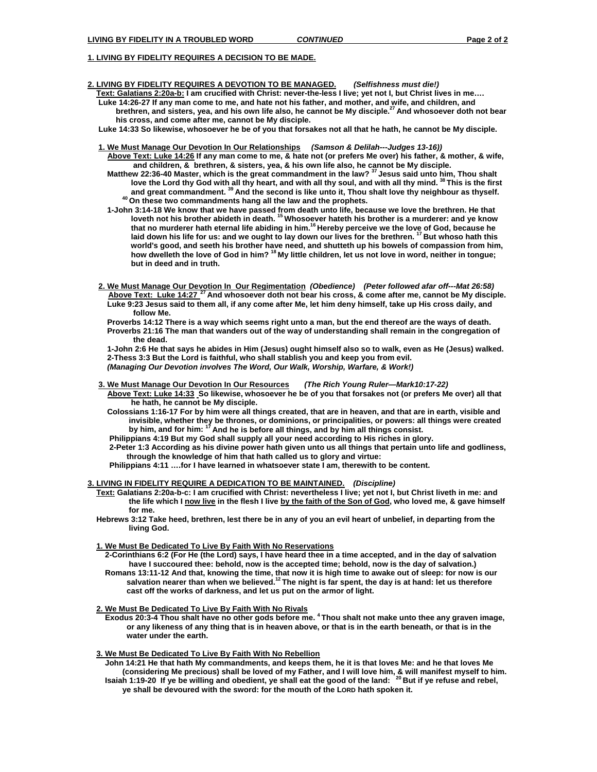**1. LIVING BY FIDELITY REQUIRES A DECISION TO BE MADE.**

**2. LIVING BY FIDELITY REQUIRES A DEVOTION TO BE MANAGED.** ***(Selfishness must die!)***

**Text: Galatians 2:20a-b: I am crucified with Christ: never-the-less I live; yet not I, but Christ lives in me….**

**Luke 14:26-27 If any man come to me, and hate not his father, and mother, and wife, and children, and brethren, and sisters, yea, and his own life also, he cannot be My disciple.[27] And whosoever doth not bear his cross, and come after me, cannot be My disciple.**

**Luke 14:33 So likewise, whosoever he be of you that forsakes not all that he hath, he cannot be My disciple.**

**1. We Must Manage Our Devotion In Our Relationships** ***(Samson & Delilah---Judges 13-16))***

**Above Text: Luke 14:26 If any man come to me, & hate not (or prefers Me over) his father, & mother, & wife, and children, & brethren, & sisters, yea, & his own life also, he cannot be My disciple.**

**Matthew 22:36-40 Master, which is the great commandment in the law? [37] Jesus said unto him, Thou shalt love the Lord thy God with all thy heart, and with all thy soul, and with all thy mind. [38] This is the first and great commandment. [39] And the second is like unto it, Thou shalt love thy neighbour as thyself. [40] On these two commandments hang all the law and the prophets.**

**1-John 3:14-18 We know that we have passed from death unto life, because we love the brethren. He that loveth not his brother abideth in death. [15] Whosoever hateth his brother is a murderer: and ye know that no murderer hath eternal life abiding in him.[16] Hereby perceive we the love of God, because he laid down his life for us: and we ought to lay down our lives for the brethren. [17] But whoso hath this world's good, and seeth his brother have need, and shutteth up his bowels of compassion from him, how dwelleth the love of God in him? [18] My little children, let us not love in word, neither in tongue; but in deed and in truth.**

**2. We Must Manage Our Devotion In Our Regimentation** ***(Obedience) (Peter followed afar off---Mat 26:58)***

**Above Text: Luke 14:27 [27] And whosoever doth not bear his cross, & come after me, cannot be My disciple.**

**Luke 9:23 Jesus said to them all, if any come after Me, let him deny himself, take up His cross daily, and follow Me.**

**Proverbs 14:12 There is a way which seems right unto a man, but the end thereof are the ways of death.**

**Proverbs 21:16 The man that wanders out of the way of understanding shall remain in the congregation of the dead.**

**1-John 2:6 He that says he abides in Him (Jesus) ought himself also so to walk, even as He (Jesus) walked.**

**2-Thess 3:3 But the Lord is faithful, who shall stablish you and keep you from evil.**

***(Managing Our Devotion involves The Word, Our Walk, Worship, Warfare, & Work!)***

**3. We Must Manage Our Devotion In Our Resources** ***(The Rich Young Ruler—Mark10:17-22)***

**Above Text: Luke 14:33 So likewise, whosoever he be of you that forsakes not (or prefers Me over) all that he hath, he cannot be My disciple.**

**Colossians 1:16-17 For by him were all things created, that are in heaven, and that are in earth, visible and invisible, whether they be thrones, or dominions, or principalities, or powers: all things were created by him, and for him: [17] And he is before all things, and by him all things consist.**

**Philippians 4:19 But my God shall supply all your need according to His riches in glory.**

**2-Peter 1:3 According as his divine power hath given unto us all things that pertain unto life and godliness, through the knowledge of him that hath called us to glory and virtue:**

**Philippians 4:11 ….for I have learned in whatsoever state I am, therewith to be content.**

**3. LIVING IN FIDELITY REQUIRE A DEDICATION TO BE MAINTAINED.** ***(Discipline)***

**Text: Galatians 2:20a-b-c: I am crucified with Christ: nevertheless I live; yet not I, but Christ liveth in me: and the life which I now live in the flesh I live by the faith of the Son of God, who loved me, & gave himself for me.**

**Hebrews 3:12 Take heed, brethren, lest there be in any of you an evil heart of unbelief, in departing from the living God.**

**1. We Must Be Dedicated To Live By Faith With No Reservations**

**2-Corinthians 6:2 (For He (the Lord) says, I have heard thee in a time accepted, and in the day of salvation have I succoured thee: behold, now is the accepted time; behold, now is the day of salvation.)**

**Romans 13:11-12 And that, knowing the time, that now it is high time to awake out of sleep: for now is our salvation nearer than when we believed.[12] The night is far spent, the day is at hand: let us therefore cast off the works of darkness, and let us put on the armor of light.**

**2. We Must Be Dedicated To Live By Faith With No Rivals**

**Exodus 20:3-4 Thou shalt have no other gods before me. [4] Thou shalt not make unto thee any graven image, or any likeness of any thing that is in heaven above, or that is in the earth beneath, or that is in the water under the earth.**

**3. We Must Be Dedicated To Live By Faith With No Rebellion**

**John 14:21 He that hath My commandments, and keeps them, he it is that loves Me: and he that loves Me (considering Me precious) shall be loved of my Father, and I will love him, & will manifest myself to him.**

**Isaiah 1:19-20 If ye be willing and obedient, ye shall eat the good of the land: [20] But if ye refuse and rebel, ye shall be devoured with the sword: for the mouth of the LORD hath spoken it.**